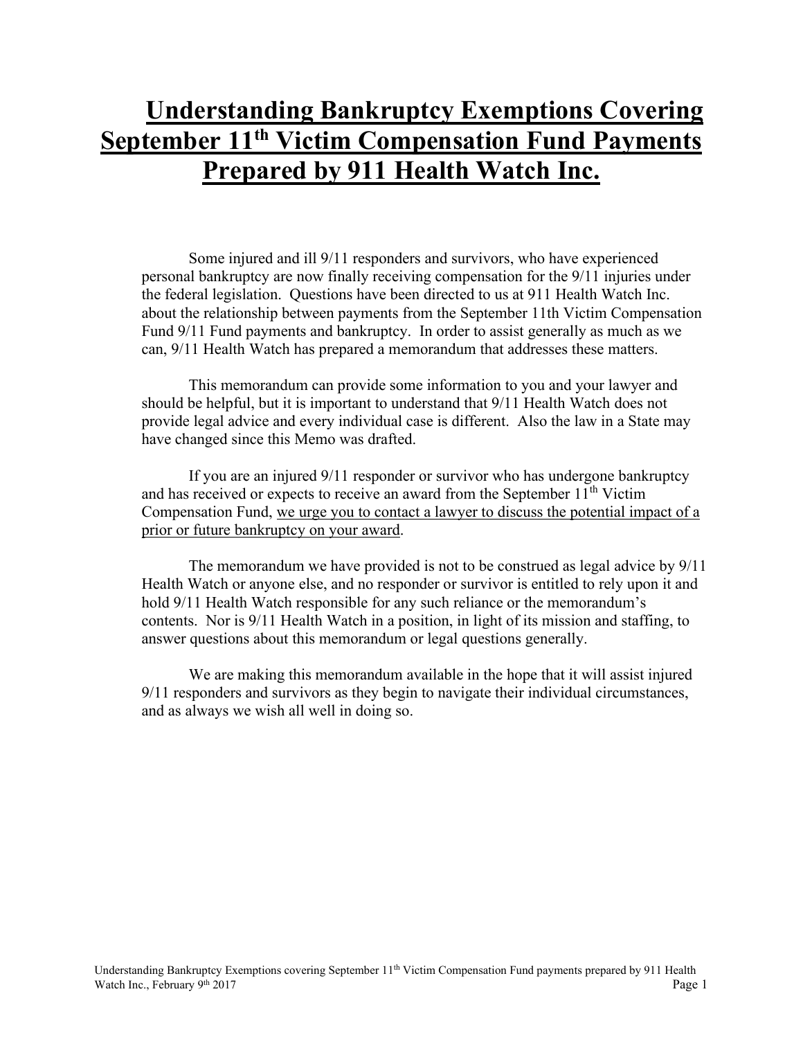# Understanding Bankruptcy Exemptions Covering September 11th Victim Compensation Fund Payments Prepared by 911 Health Watch Inc.

Some injured and ill 9/11 responders and survivors, who have experienced personal bankruptcy are now finally receiving compensation for the 9/11 injuries under the federal legislation. Questions have been directed to us at 911 Health Watch Inc. about the relationship between payments from the September 11th Victim Compensation Fund 9/11 Fund payments and bankruptcy. In order to assist generally as much as we can, 9/11 Health Watch has prepared a memorandum that addresses these matters.

This memorandum can provide some information to you and your lawyer and should be helpful, but it is important to understand that 9/11 Health Watch does not provide legal advice and every individual case is different. Also the law in a State may have changed since this Memo was drafted.

If you are an injured 9/11 responder or survivor who has undergone bankruptcy and has received or expects to receive an award from the September 11th Victim Compensation Fund, <u>we urge you to contact a lawyer to discuss the potential impact of a prior or future bankruptcy on your award</u>.

The memorandum we have provided is not to be construed as legal advice by 9/11 Health Watch or anyone else, and no responder or survivor is entitled to rely upon it and hold 9/11 Health Watch responsible for any such reliance or the memorandum's contents. Nor is 9/11 Health Watch in a position, in light of its mission and staffing, to answer questions about this memorandum or legal questions generally.

We are making this memorandum available in the hope that it will assist injured 9/11 responders and survivors as they begin to navigate their individual circumstances, and as always we wish all well in doing so.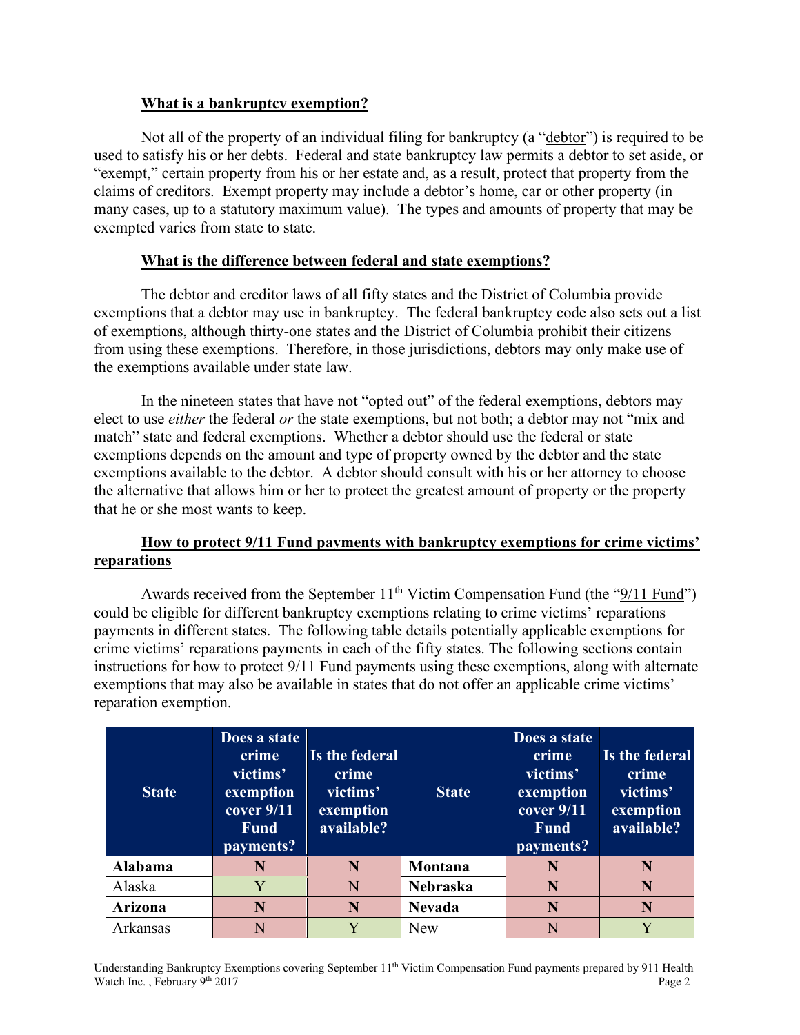### **What is a bankruptcy exemption?**

Not all of the property of an individual filing for bankruptcy (a "debtor") is required to be used to satisfy his or her debts. Federal and state bankruptcy law permits a debtor to set aside, or "exempt," certain property from his or her estate and, as a result, protect that property from the claims of creditors. Exempt property may include a debtor's home, car or other property (in many cases, up to a statutory maximum value). The types and amounts of property that may be exempted varies from state to state.

### **What is the difference between federal and state exemptions?**

The debtor and creditor laws of all fifty states and the District of Columbia provide exemptions that a debtor may use in bankruptcy. The federal bankruptcy code also sets out a list of exemptions, although thirty-one states and the District of Columbia prohibit their citizens from using these exemptions. Therefore, in those jurisdictions, debtors may only make use of the exemptions available under state law.

In the nineteen states that have not "opted out" of the federal exemptions, debtors may elect to use *either* the federal *or* the state exemptions, but not both; a debtor may not "mix and match" state and federal exemptions. Whether a debtor should use the federal or state exemptions depends on the amount and type of property owned by the debtor and the state exemptions available to the debtor. A debtor should consult with his or her attorney to choose the alternative that allows him or her to protect the greatest amount of property or the property that he or she most wants to keep.

### **How to protect 9/11 Fund payments with bankruptcy exemptions for crime victims' reparations**

Awards received from the September 11th Victim Compensation Fund (the "9/11 Fund") could be eligible for different bankruptcy exemptions relating to crime victims' reparations payments in different states. The following table details potentially applicable exemptions for crime victims' reparations payments in each of the fifty states. The following sections contain instructions for how to protect 9/11 Fund payments using these exemptions, along with alternate exemptions that may also be available in states that do not offer an applicable crime victims' reparation exemption.

| State | Does a state crime victims' exemption cover 9/11 Fund payments? | Is the federal crime victims' exemption available? | State | Does a state crime victims' exemption cover 9/11 Fund payments? | Is the federal crime victims' exemption available? |
|---|---|---|---|---|---|
| **Alabama** | **N** | **N** | **Montana** | **N** | **N** |
| Alaska | Y | N | **Nebraska** | **N** | **N** |
| **Arizona** | **N** | **N** | **Nevada** | **N** | **N** |
| Arkansas | N | Y | New | N | Y |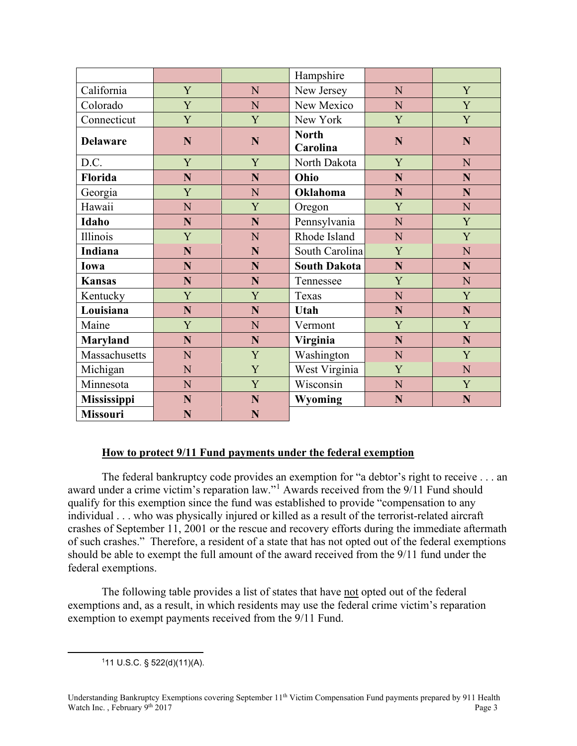| | | | Hampshire | | |
|---|---|---|---|---|---|
| California | Y | N | New Jersey | N | Y |
| Colorado | Y | N | New Mexico | N | Y |
| Connecticut | Y | Y | New York | Y | Y |
| **Delaware** | **N** | **N** | **North Carolina** | **N** | **N** |
| D.C. | Y | Y | North Dakota | Y | N |
| **Florida** | **N** | **N** | **Ohio** | **N** | **N** |
| Georgia | Y | N | **Oklahoma** | **N** | **N** |
| Hawaii | N | Y | Oregon | Y | N |
| **Idaho** | **N** | **N** | Pennsylvania | N | Y |
| Illinois | Y | N | Rhode Island | N | Y |
| **Indiana** | **N** | **N** | South Carolina | Y | N |
| **Iowa** | **N** | **N** | **South Dakota** | **N** | **N** |
| **Kansas** | **N** | **N** | Tennessee | Y | N |
| Kentucky | Y | Y | Texas | N | Y |
| **Louisiana** | **N** | **N** | **Utah** | **N** | **N** |
| Maine | Y | N | Vermont | Y | Y |
| **Maryland** | **N** | **N** | **Virginia** | **N** | **N** |
| Massachusetts | N | Y | Washington | N | Y |
| Michigan | N | Y | West Virginia | Y | N |
| Minnesota | N | Y | Wisconsin | N | Y |
| **Mississippi** | **N** | **N** | **Wyoming** | **N** | **N** |
| **Missouri** | **N** | **N** | | | |

**<u>How to protect 9/11 Fund payments under the federal exemption</u>**

The federal bankruptcy code provides an exemption for "a debtor's right to receive . . . an award under a crime victim's reparation law."[1] Awards received from the 9/11 Fund should qualify for this exemption since the fund was established to provide "compensation to any individual . . . who was physically injured or killed as a result of the terrorist-related aircraft crashes of September 11, 2001 or the rescue and recovery efforts during the immediate aftermath of such crashes." Therefore, a resident of a state that has not opted out of the federal exemptions should be able to exempt the full amount of the award received from the 9/11 fund under the federal exemptions.

The following table provides a list of states that have <u>not</u> opted out of the federal exemptions and, as a result, in which residents may use the federal crime victim's reparation exemption to exempt payments received from the 9/11 Fund.

[1] 11 U.S.C. § 522(d)(11)(A).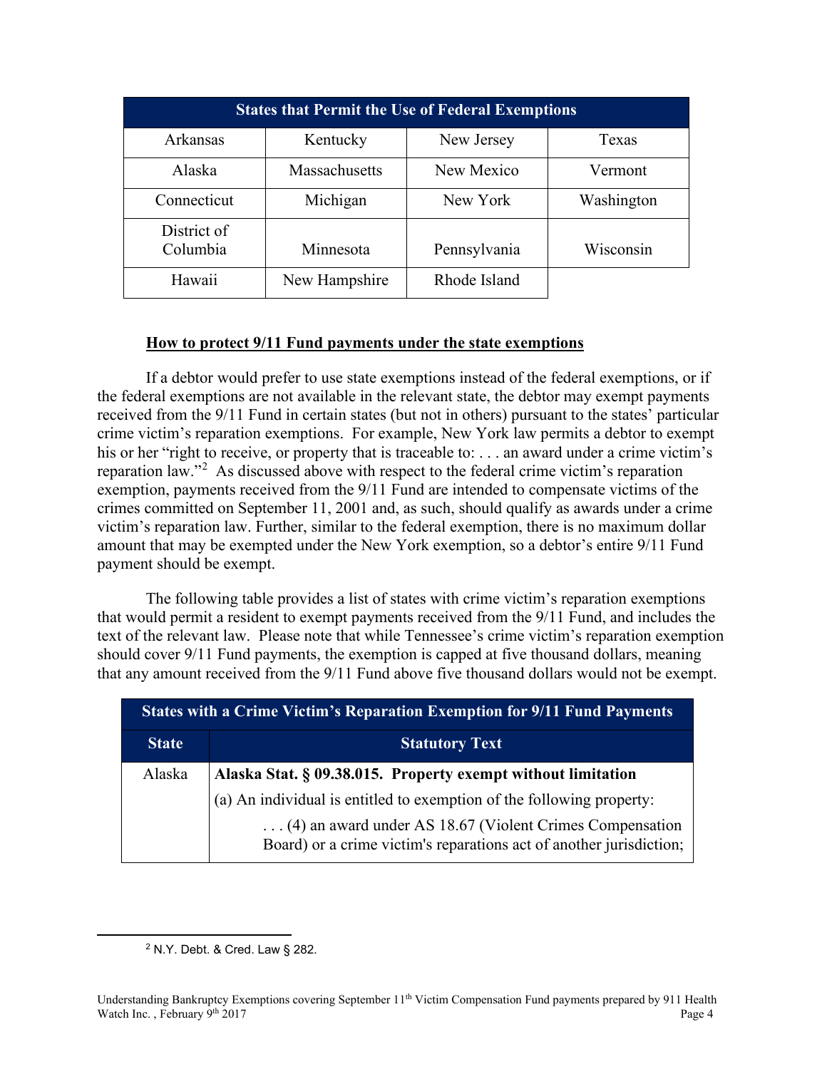| States that Permit the Use of Federal Exemptions | | | |
|---|---|---|---|
| Arkansas | Kentucky | New Jersey | Texas |
| Alaska | Massachusetts | New Mexico | Vermont |
| Connecticut | Michigan | New York | Washington |
| District of Columbia | Minnesota | Pennsylvania | Wisconsin |
| Hawaii | New Hampshire | Rhode Island | |

**<u>How to protect 9/11 Fund payments under the state exemptions</u>**

If a debtor would prefer to use state exemptions instead of the federal exemptions, or if the federal exemptions are not available in the relevant state, the debtor may exempt payments received from the 9/11 Fund in certain states (but not in others) pursuant to the states' particular crime victim's reparation exemptions. For example, New York law permits a debtor to exempt his or her "right to receive, or property that is traceable to: . . . an award under a crime victim's reparation law."[2] As discussed above with respect to the federal crime victim's reparation exemption, payments received from the 9/11 Fund are intended to compensate victims of the crimes committed on September 11, 2001 and, as such, should qualify as awards under a crime victim's reparation law. Further, similar to the federal exemption, there is no maximum dollar amount that may be exempted under the New York exemption, so a debtor's entire 9/11 Fund payment should be exempt.

The following table provides a list of states with crime victim's reparation exemptions that would permit a resident to exempt payments received from the 9/11 Fund, and includes the text of the relevant law. Please note that while Tennessee's crime victim's reparation exemption should cover 9/11 Fund payments, the exemption is capped at five thousand dollars, meaning that any amount received from the 9/11 Fund above five thousand dollars would not be exempt.

| States with a Crime Victim's Reparation Exemption for 9/11 Fund Payments | |
|---|---|
| **State** | **Statutory Text** |
| Alaska | **Alaska Stat. § 09.38.015. Property exempt without limitation**<br>(a) An individual is entitled to exemption of the following property:<br>. . . (4) an award under AS 18.67 (Violent Crimes Compensation Board) or a crime victim's reparations act of another jurisdiction; |

[2] N.Y. Debt. & Cred. Law § 282.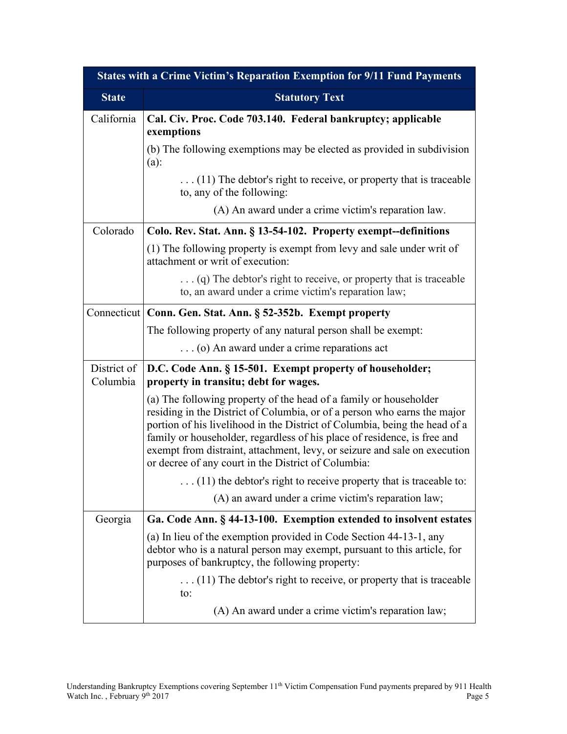| States with a Crime Victim's Reparation Exemption for 9/11 Fund Payments | |
|---|---|
| **State** | **Statutory Text** |
| California | **Cal. Civ. Proc. Code 703.140. Federal bankruptcy; applicable exemptions**<br><br>(b) The following exemptions may be elected as provided in subdivision (a):<br><br>. . . (11) The debtor's right to receive, or property that is traceable to, any of the following:<br><br>(A) An award under a crime victim's reparation law. |
| Colorado | **Colo. Rev. Stat. Ann. § 13-54-102. Property exempt--definitions**<br><br>(1) The following property is exempt from levy and sale under writ of attachment or writ of execution:<br><br>. . . (q) The debtor's right to receive, or property that is traceable to, an award under a crime victim's reparation law; |
| Connecticut | **Conn. Gen. Stat. Ann. § 52-352b. Exempt property**<br><br>The following property of any natural person shall be exempt:<br><br>. . . (o) An award under a crime reparations act |
| District of Columbia | **D.C. Code Ann. § 15-501. Exempt property of householder; property in transitu; debt for wages.**<br><br>(a) The following property of the head of a family or householder residing in the District of Columbia, or of a person who earns the major portion of his livelihood in the District of Columbia, being the head of a family or householder, regardless of his place of residence, is free and exempt from distraint, attachment, levy, or seizure and sale on execution or decree of any court in the District of Columbia:<br><br>. . . (11) the debtor's right to receive property that is traceable to:<br><br>(A) an award under a crime victim's reparation law; |
| Georgia | **Ga. Code Ann. § 44-13-100. Exemption extended to insolvent estates**<br><br>(a) In lieu of the exemption provided in Code Section 44-13-1, any debtor who is a natural person may exempt, pursuant to this article, for purposes of bankruptcy, the following property:<br><br>. . . (11) The debtor's right to receive, or property that is traceable to:<br><br>(A) An award under a crime victim's reparation law; |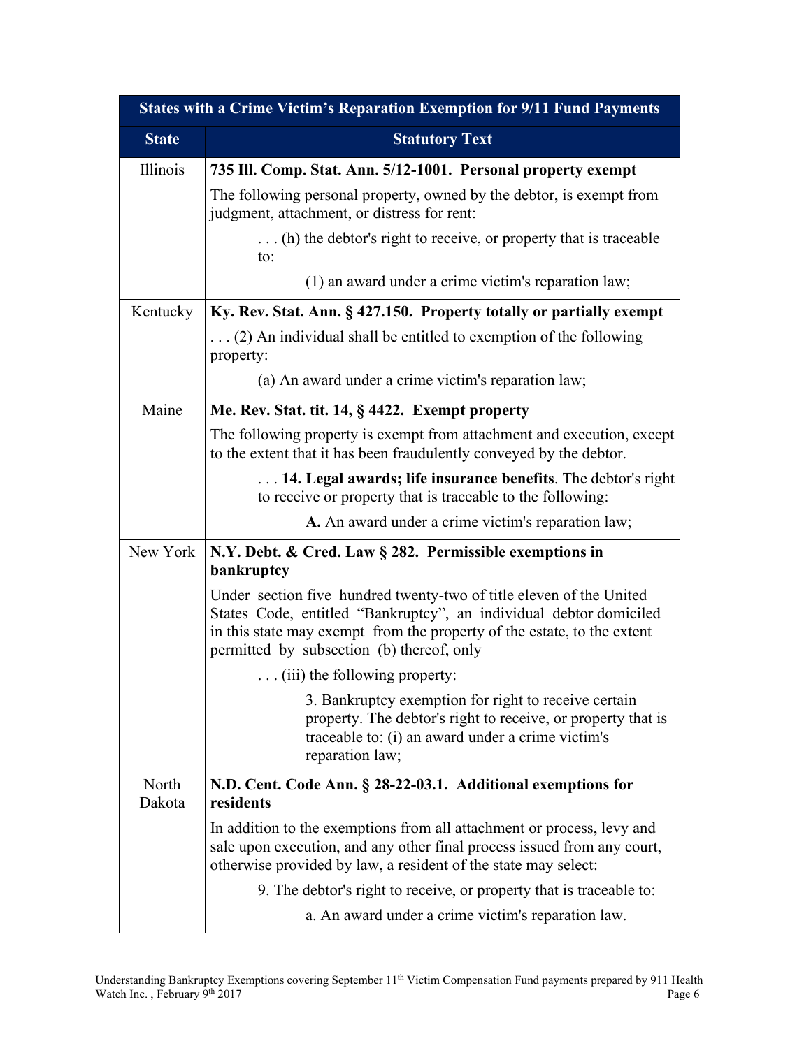| States with a Crime Victim's Reparation Exemption for 9/11 Fund Payments | |
|---|---|
| **State** | **Statutory Text** |
| Illinois | **735 Ill. Comp. Stat. Ann. 5/12-1001. Personal property exempt**<br><br>The following personal property, owned by the debtor, is exempt from judgment, attachment, or distress for rent:<br><br>. . . (h) the debtor's right to receive, or property that is traceable to:<br><br>(1) an award under a crime victim's reparation law; |
| Kentucky | **Ky. Rev. Stat. Ann. § 427.150. Property totally or partially exempt**<br><br>. . . (2) An individual shall be entitled to exemption of the following property:<br><br>(a) An award under a crime victim's reparation law; |
| Maine | **Me. Rev. Stat. tit. 14, § 4422. Exempt property**<br><br>The following property is exempt from attachment and execution, except to the extent that it has been fraudulently conveyed by the debtor.<br><br>. . . **14. Legal awards; life insurance benefits**. The debtor's right to receive or property that is traceable to the following:<br><br>**A.** An award under a crime victim's reparation law; |
| New York | **N.Y. Debt. & Cred. Law § 282. Permissible exemptions in bankruptcy**<br><br>Under section five hundred twenty-two of title eleven of the United States Code, entitled "Bankruptcy", an individual debtor domiciled in this state may exempt from the property of the estate, to the extent permitted by subsection (b) thereof, only<br><br>. . . (iii) the following property:<br><br>3. Bankruptcy exemption for right to receive certain property. The debtor's right to receive, or property that is traceable to: (i) an award under a crime victim's reparation law; |
| North Dakota | **N.D. Cent. Code Ann. § 28-22-03.1. Additional exemptions for residents**<br><br>In addition to the exemptions from all attachment or process, levy and sale upon execution, and any other final process issued from any court, otherwise provided by law, a resident of the state may select:<br><br>9. The debtor's right to receive, or property that is traceable to:<br><br>a. An award under a crime victim's reparation law. |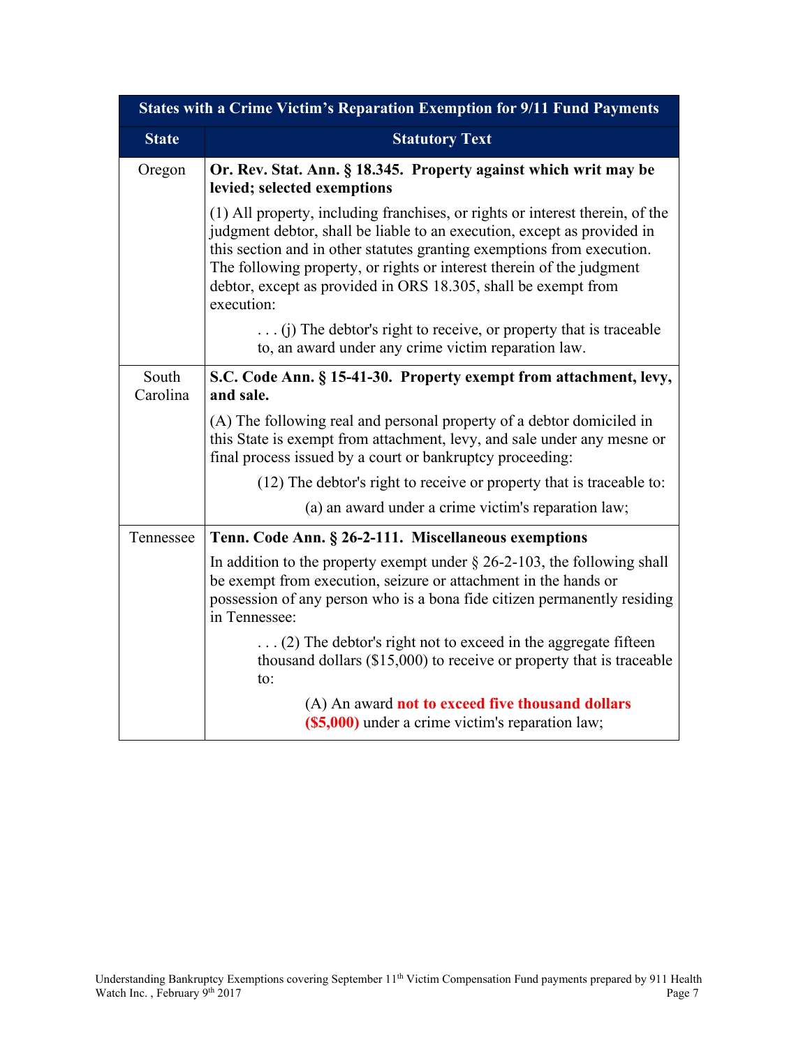| States with a Crime Victim's Reparation Exemption for 9/11 Fund Payments | |
|---|---|
| **State** | **Statutory Text** |
| Oregon | **Or. Rev. Stat. Ann. § 18.345. Property against which writ may be levied; selected exemptions**<br><br>(1) All property, including franchises, or rights or interest therein, of the judgment debtor, shall be liable to an execution, except as provided in this section and in other statutes granting exemptions from execution. The following property, or rights or interest therein of the judgment debtor, except as provided in ORS 18.305, shall be exempt from execution:<br><br>. . . (j) The debtor's right to receive, or property that is traceable to, an award under any crime victim reparation law. |
| South Carolina | **S.C. Code Ann. § 15-41-30. Property exempt from attachment, levy, and sale.**<br><br>(A) The following real and personal property of a debtor domiciled in this State is exempt from attachment, levy, and sale under any mesne or final process issued by a court or bankruptcy proceeding:<br><br>(12) The debtor's right to receive or property that is traceable to:<br><br>(a) an award under a crime victim's reparation law; |
| Tennessee | **Tenn. Code Ann. § 26-2-111. Miscellaneous exemptions**<br><br>In addition to the property exempt under § 26-2-103, the following shall be exempt from execution, seizure or attachment in the hands or possession of any person who is a bona fide citizen permanently residing in Tennessee:<br><br>. . . (2) The debtor's right not to exceed in the aggregate fifteen thousand dollars ($15,000) to receive or property that is traceable to:<br><br>(A) An award **not to exceed five thousand dollars ($5,000)** under a crime victim's reparation law; |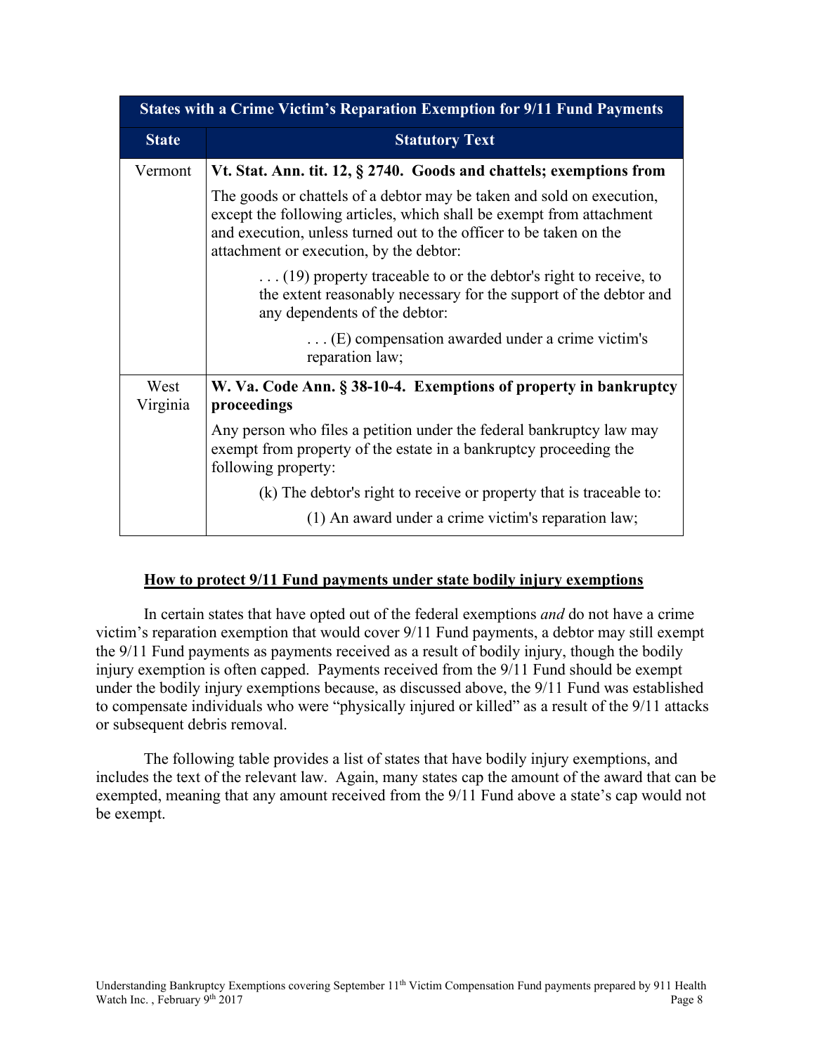| States with a Crime Victim's Reparation Exemption for 9/11 Fund Payments | |
|---|---|
| **State** | **Statutory Text** |
| Vermont | **Vt. Stat. Ann. tit. 12, § 2740. Goods and chattels; exemptions from**<br><br>The goods or chattels of a debtor may be taken and sold on execution, except the following articles, which shall be exempt from attachment and execution, unless turned out to the officer to be taken on the attachment or execution, by the debtor:<br><br>. . . (19) property traceable to or the debtor's right to receive, to the extent reasonably necessary for the support of the debtor and any dependents of the debtor:<br><br>. . . (E) compensation awarded under a crime victim's reparation law; |
| West Virginia | **W. Va. Code Ann. § 38-10-4. Exemptions of property in bankruptcy proceedings**<br><br>Any person who files a petition under the federal bankruptcy law may exempt from property of the estate in a bankruptcy proceeding the following property:<br><br>(k) The debtor's right to receive or property that is traceable to:<br><br>(1) An award under a crime victim's reparation law; |

## How to protect 9/11 Fund payments under state bodily injury exemptions

In certain states that have opted out of the federal exemptions *and* do not have a crime victim's reparation exemption that would cover 9/11 Fund payments, a debtor may still exempt the 9/11 Fund payments as payments received as a result of bodily injury, though the bodily injury exemption is often capped. Payments received from the 9/11 Fund should be exempt under the bodily injury exemptions because, as discussed above, the 9/11 Fund was established to compensate individuals who were "physically injured or killed" as a result of the 9/11 attacks or subsequent debris removal.

The following table provides a list of states that have bodily injury exemptions, and includes the text of the relevant law. Again, many states cap the amount of the award that can be exempted, meaning that any amount received from the 9/11 Fund above a state's cap would not be exempt.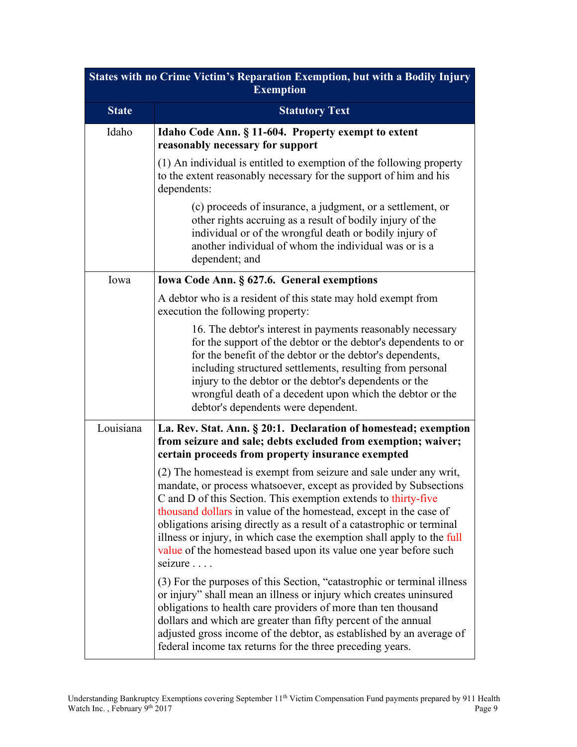| States with no Crime Victim's Reparation Exemption, but with a Bodily Injury Exemption | |
|---|---|
| **State** | **Statutory Text** |
| Idaho | **Idaho Code Ann. § 11-604. Property exempt to extent reasonably necessary for support**<br><br>(1) An individual is entitled to exemption of the following property to the extent reasonably necessary for the support of him and his dependents:<br><br>(c) proceeds of insurance, a judgment, or a settlement, or other rights accruing as a result of bodily injury of the individual or of the wrongful death or bodily injury of another individual of whom the individual was or is a dependent; and |
| Iowa | **Iowa Code Ann. § 627.6. General exemptions**<br><br>A debtor who is a resident of this state may hold exempt from execution the following property:<br><br>16. The debtor's interest in payments reasonably necessary for the support of the debtor or the debtor's dependents to or for the benefit of the debtor or the debtor's dependents, including structured settlements, resulting from personal injury to the debtor or the debtor's dependents or the wrongful death of a decedent upon which the debtor or the debtor's dependents were dependent. |
| Louisiana | **La. Rev. Stat. Ann. § 20:1. Declaration of homestead; exemption from seizure and sale; debts excluded from exemption; waiver; certain proceeds from property insurance exempted**<br><br>(2) The homestead is exempt from seizure and sale under any writ, mandate, or process whatsoever, except as provided by Subsections C and D of this Section. This exemption extends to thirty-five thousand dollars in value of the homestead, except in the case of obligations arising directly as a result of a catastrophic or terminal illness or injury, in which case the exemption shall apply to the full value of the homestead based upon its value one year before such seizure . . . .<br><br>(3) For the purposes of this Section, "catastrophic or terminal illness or injury" shall mean an illness or injury which creates uninsured obligations to health care providers of more than ten thousand dollars and which are greater than fifty percent of the annual adjusted gross income of the debtor, as established by an average of federal income tax returns for the three preceding years. |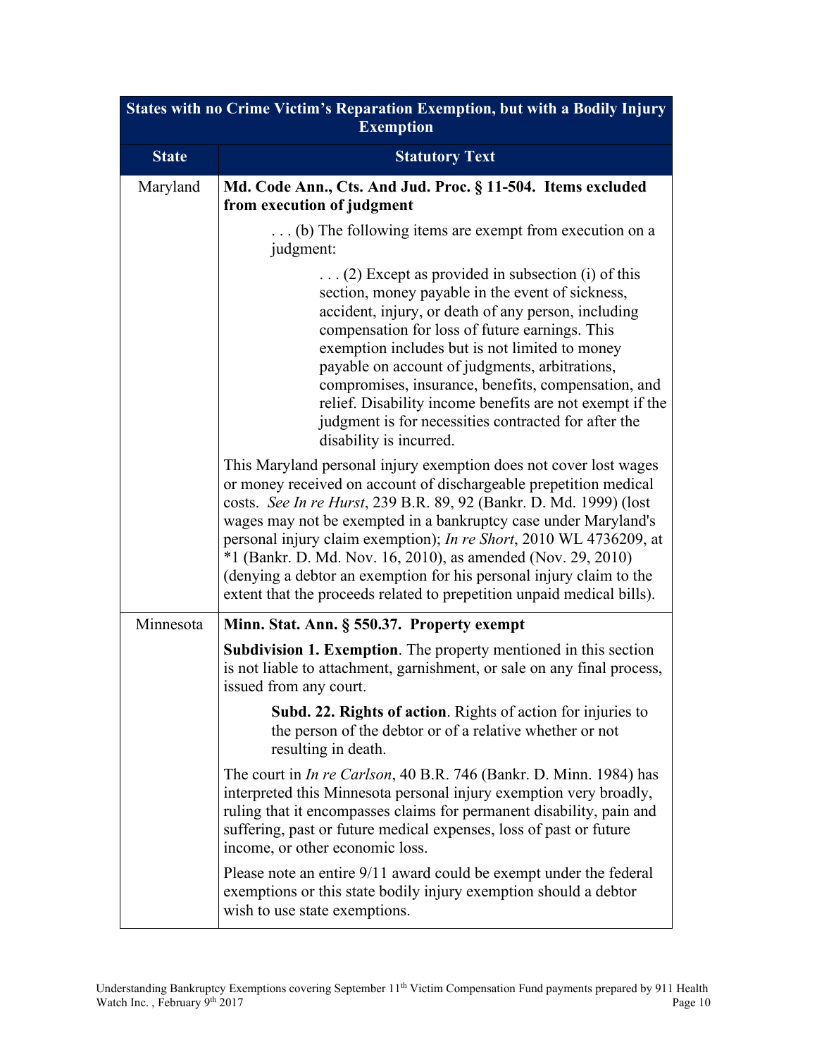| States with no Crime Victim's Reparation Exemption, but with a Bodily Injury Exemption | |
|---|---|
| **State** | **Statutory Text** |
| Maryland | **Md. Code Ann., Cts. And Jud. Proc. § 11-504. Items excluded from execution of judgment**<br><br>. . . (b) The following items are exempt from execution on a judgment:<br><br>. . . (2) Except as provided in subsection (i) of this section, money payable in the event of sickness, accident, injury, or death of any person, including compensation for loss of future earnings. This exemption includes but is not limited to money payable on account of judgments, arbitrations, compromises, insurance, benefits, compensation, and relief. Disability income benefits are not exempt if the judgment is for necessities contracted for after the disability is incurred.<br><br>This Maryland personal injury exemption does not cover lost wages or money received on account of dischargeable prepetition medical costs. *See In re Hurst*, 239 B.R. 89, 92 (Bankr. D. Md. 1999) (lost wages may not be exempted in a bankruptcy case under Maryland's personal injury claim exemption); *In re Short*, 2010 WL 4736209, at *1 (Bankr. D. Md. Nov. 16, 2010), as amended (Nov. 29, 2010) (denying a debtor an exemption for his personal injury claim to the extent that the proceeds related to prepetition unpaid medical bills). |
| Minnesota | **Minn. Stat. Ann. § 550.37. Property exempt**<br><br>**Subdivision 1. Exemption**. The property mentioned in this section is not liable to attachment, garnishment, or sale on any final process, issued from any court.<br><br>**Subd. 22. Rights of action**. Rights of action for injuries to the person of the debtor or of a relative whether or not resulting in death.<br><br>The court in *In re Carlson*, 40 B.R. 746 (Bankr. D. Minn. 1984) has interpreted this Minnesota personal injury exemption very broadly, ruling that it encompasses claims for permanent disability, pain and suffering, past or future medical expenses, loss of past or future income, or other economic loss.<br><br>Please note an entire 9/11 award could be exempt under the federal exemptions or this state bodily injury exemption should a debtor wish to use state exemptions. |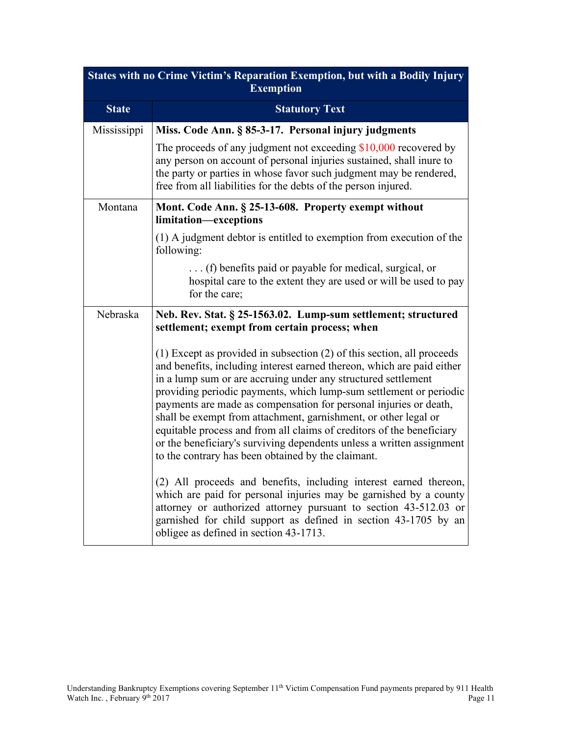| States with no Crime Victim's Reparation Exemption, but with a Bodily Injury Exemption | |
|---|---|
| **State** | **Statutory Text** |
| Mississippi | **Miss. Code Ann. § 85-3-17. Personal injury judgments**<br><br>The proceeds of any judgment not exceeding $10,000 recovered by any person on account of personal injuries sustained, shall inure to the party or parties in whose favor such judgment may be rendered, free from all liabilities for the debts of the person injured. |
| Montana | **Mont. Code Ann. § 25-13-608. Property exempt without limitation—exceptions**<br><br>(1) A judgment debtor is entitled to exemption from execution of the following:<br><br>. . . (f) benefits paid or payable for medical, surgical, or hospital care to the extent they are used or will be used to pay for the care; |
| Nebraska | **Neb. Rev. Stat. § 25-1563.02. Lump-sum settlement; structured settlement; exempt from certain process; when**<br><br>(1) Except as provided in subsection (2) of this section, all proceeds and benefits, including interest earned thereon, which are paid either in a lump sum or are accruing under any structured settlement providing periodic payments, which lump-sum settlement or periodic payments are made as compensation for personal injuries or death, shall be exempt from attachment, garnishment, or other legal or equitable process and from all claims of creditors of the beneficiary or the beneficiary's surviving dependents unless a written assignment to the contrary has been obtained by the claimant.<br><br>(2) All proceeds and benefits, including interest earned thereon, which are paid for personal injuries may be garnished by a county attorney or authorized attorney pursuant to section 43-512.03 or garnished for child support as defined in section 43-1705 by an obligee as defined in section 43-1713. |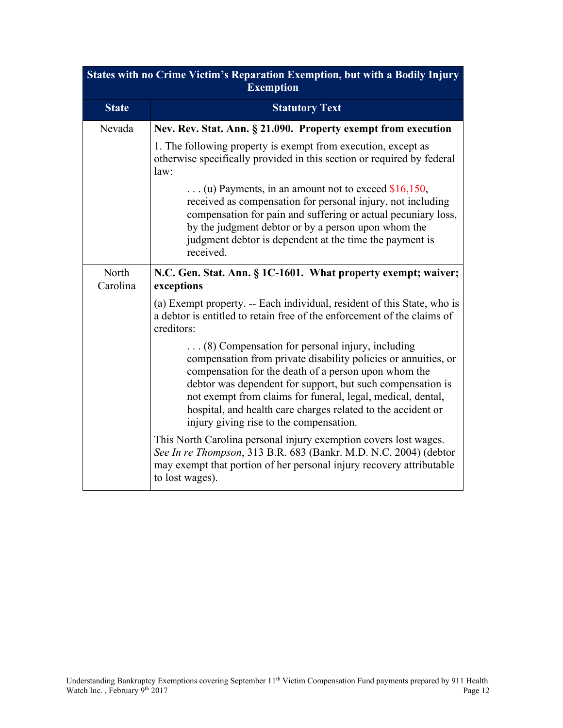| States with no Crime Victim's Reparation Exemption, but with a Bodily Injury Exemption | |
|---|---|
| **State** | **Statutory Text** |
| Nevada | **Nev. Rev. Stat. Ann. § 21.090. Property exempt from execution**<br><br>1. The following property is exempt from execution, except as otherwise specifically provided in this section or required by federal law:<br><br>. . . (u) Payments, in an amount not to exceed $16,150, received as compensation for personal injury, not including compensation for pain and suffering or actual pecuniary loss, by the judgment debtor or by a person upon whom the judgment debtor is dependent at the time the payment is received. |
| North Carolina | **N.C. Gen. Stat. Ann. § 1C-1601. What property exempt; waiver; exceptions**<br><br>(a) Exempt property. -- Each individual, resident of this State, who is a debtor is entitled to retain free of the enforcement of the claims of creditors:<br><br>. . . (8) Compensation for personal injury, including compensation from private disability policies or annuities, or compensation for the death of a person upon whom the debtor was dependent for support, but such compensation is not exempt from claims for funeral, legal, medical, dental, hospital, and health care charges related to the accident or injury giving rise to the compensation.<br><br>This North Carolina personal injury exemption covers lost wages. *See In re Thompson*, 313 B.R. 683 (Bankr. M.D. N.C. 2004) (debtor may exempt that portion of her personal injury recovery attributable to lost wages). |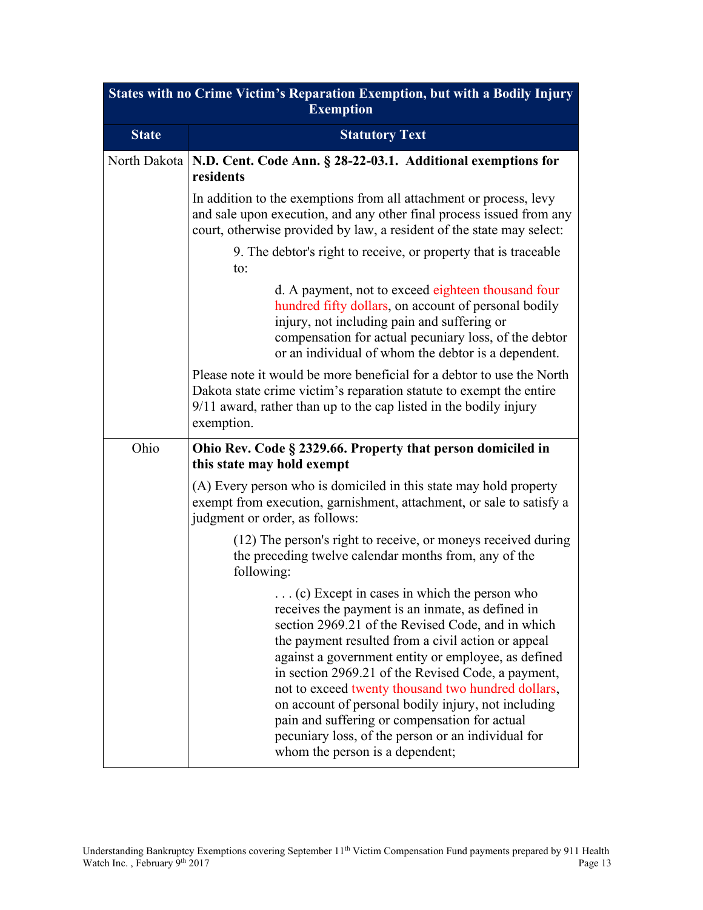| States with no Crime Victim's Reparation Exemption, but with a Bodily Injury Exemption | |
|---|---|
| **State** | **Statutory Text** |
| North Dakota | **N.D. Cent. Code Ann. § 28-22-03.1. Additional exemptions for residents**<br><br>In addition to the exemptions from all attachment or process, levy and sale upon execution, and any other final process issued from any court, otherwise provided by law, a resident of the state may select:<br><br>9. The debtor's right to receive, or property that is traceable to:<br><br>d. A payment, not to exceed eighteen thousand four hundred fifty dollars, on account of personal bodily injury, not including pain and suffering or compensation for actual pecuniary loss, of the debtor or an individual of whom the debtor is a dependent.<br><br>Please note it would be more beneficial for a debtor to use the North Dakota state crime victim's reparation statute to exempt the entire 9/11 award, rather than up to the cap listed in the bodily injury exemption. |
| Ohio | **Ohio Rev. Code § 2329.66. Property that person domiciled in this state may hold exempt**<br><br>(A) Every person who is domiciled in this state may hold property exempt from execution, garnishment, attachment, or sale to satisfy a judgment or order, as follows:<br><br>(12) The person's right to receive, or moneys received during the preceding twelve calendar months from, any of the following:<br><br>. . . (c) Except in cases in which the person who receives the payment is an inmate, as defined in section 2969.21 of the Revised Code, and in which the payment resulted from a civil action or appeal against a government entity or employee, as defined in section 2969.21 of the Revised Code, a payment, not to exceed twenty thousand two hundred dollars, on account of personal bodily injury, not including pain and suffering or compensation for actual pecuniary loss, of the person or an individual for whom the person is a dependent; |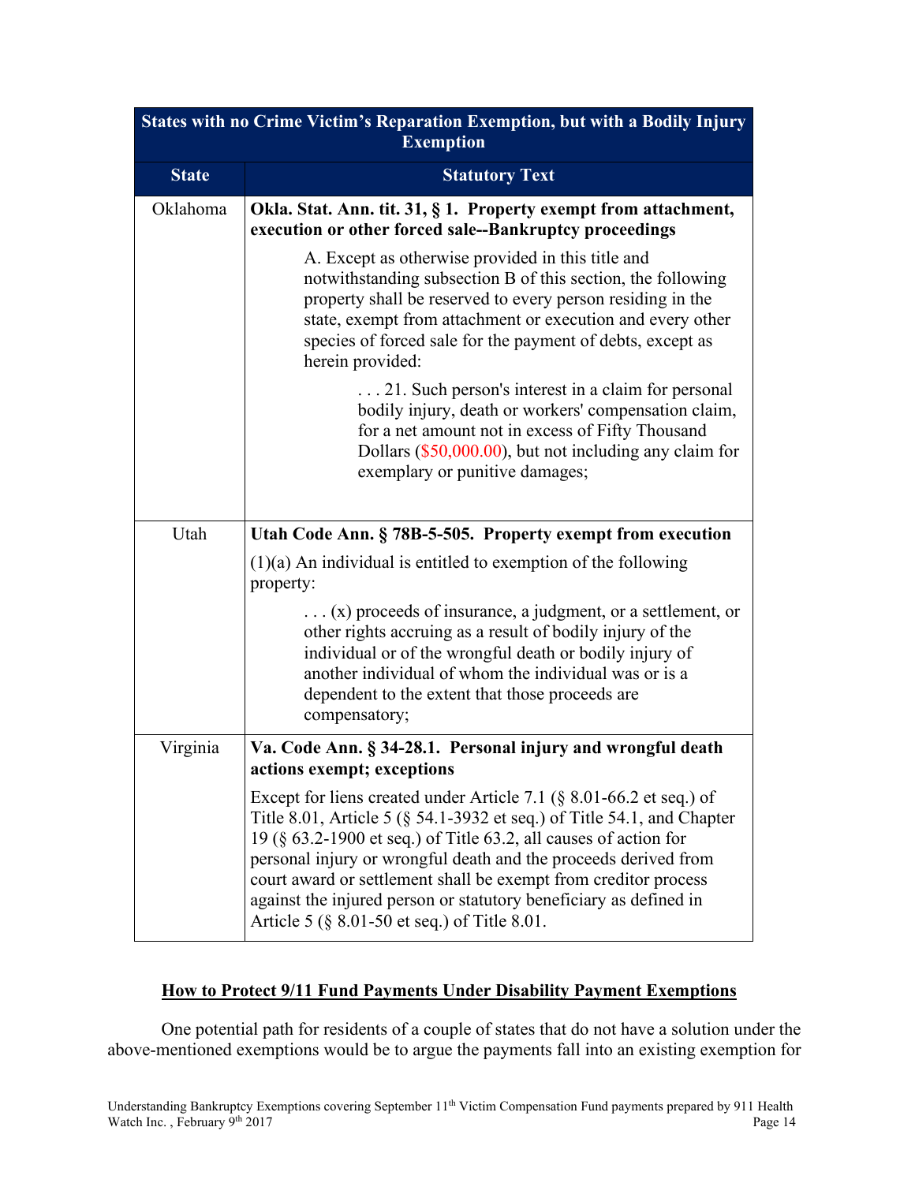| States with no Crime Victim's Reparation Exemption, but with a Bodily Injury Exemption | |
|---|---|
| **State** | **Statutory Text** |
| Oklahoma | **Okla. Stat. Ann. tit. 31, § 1. Property exempt from attachment, execution or other forced sale--Bankruptcy proceedings**<br><br>A. Except as otherwise provided in this title and notwithstanding subsection B of this section, the following property shall be reserved to every person residing in the state, exempt from attachment or execution and every other species of forced sale for the payment of debts, except as herein provided:<br><br>. . . 21. Such person's interest in a claim for personal bodily injury, death or workers' compensation claim, for a net amount not in excess of Fifty Thousand Dollars ($50,000.00), but not including any claim for exemplary or punitive damages; |
| Utah | **Utah Code Ann. § 78B-5-505. Property exempt from execution**<br><br>(1)(a) An individual is entitled to exemption of the following property:<br><br>. . . (x) proceeds of insurance, a judgment, or a settlement, or other rights accruing as a result of bodily injury of the individual or of the wrongful death or bodily injury of another individual of whom the individual was or is a dependent to the extent that those proceeds are compensatory; |
| Virginia | **Va. Code Ann. § 34-28.1. Personal injury and wrongful death actions exempt; exceptions**<br><br>Except for liens created under Article 7.1 (§ 8.01-66.2 et seq.) of Title 8.01, Article 5 (§ 54.1-3932 et seq.) of Title 54.1, and Chapter 19 (§ 63.2-1900 et seq.) of Title 63.2, all causes of action for personal injury or wrongful death and the proceeds derived from court award or settlement shall be exempt from creditor process against the injured person or statutory beneficiary as defined in Article 5 (§ 8.01-50 et seq.) of Title 8.01. |

## How to Protect 9/11 Fund Payments Under Disability Payment Exemptions

One potential path for residents of a couple of states that do not have a solution under the above-mentioned exemptions would be to argue the payments fall into an existing exemption for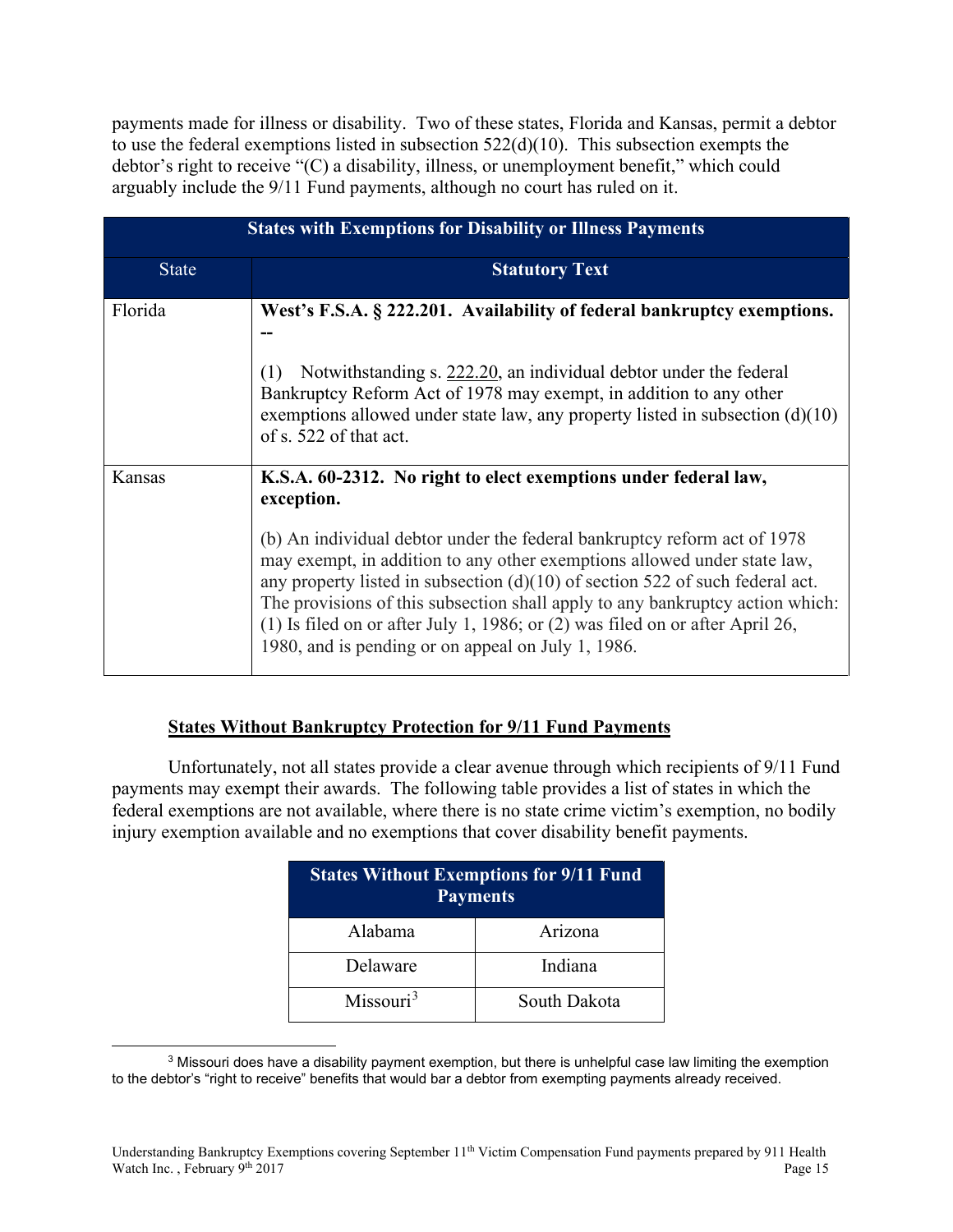payments made for illness or disability. Two of these states, Florida and Kansas, permit a debtor to use the federal exemptions listed in subsection 522(d)(10). This subsection exempts the debtor's right to receive "(C) a disability, illness, or unemployment benefit," which could arguably include the 9/11 Fund payments, although no court has ruled on it.

| States with Exemptions for Disability or Illness Payments | |
|---|---|
| **State** | **Statutory Text** |
| Florida | **West's F.S.A. § 222.201. Availability of federal bankruptcy exemptions. --** <br><br> (1) Notwithstanding s. 222.20, an individual debtor under the federal Bankruptcy Reform Act of 1978 may exempt, in addition to any other exemptions allowed under state law, any property listed in subsection (d)(10) of s. 522 of that act. |
| Kansas | **K.S.A. 60-2312. No right to elect exemptions under federal law, exception.** <br><br> (b) An individual debtor under the federal bankruptcy reform act of 1978 may exempt, in addition to any other exemptions allowed under state law, any property listed in subsection (d)(10) of section 522 of such federal act. The provisions of this subsection shall apply to any bankruptcy action which: (1) Is filed on or after July 1, 1986; or (2) was filed on or after April 26, 1980, and is pending or on appeal on July 1, 1986. |

**States Without Bankruptcy Protection for 9/11 Fund Payments**

Unfortunately, not all states provide a clear avenue through which recipients of 9/11 Fund payments may exempt their awards. The following table provides a list of states in which the federal exemptions are not available, where there is no state crime victim's exemption, no bodily injury exemption available and no exemptions that cover disability benefit payments.

| States Without Exemptions for 9/11 Fund Payments | |
|---|---|
| Alabama | Arizona |
| Delaware | Indiana |
| Missouri[3] | South Dakota |

[3] Missouri does have a disability payment exemption, but there is unhelpful case law limiting the exemption to the debtor's "right to receive" benefits that would bar a debtor from exempting payments already received.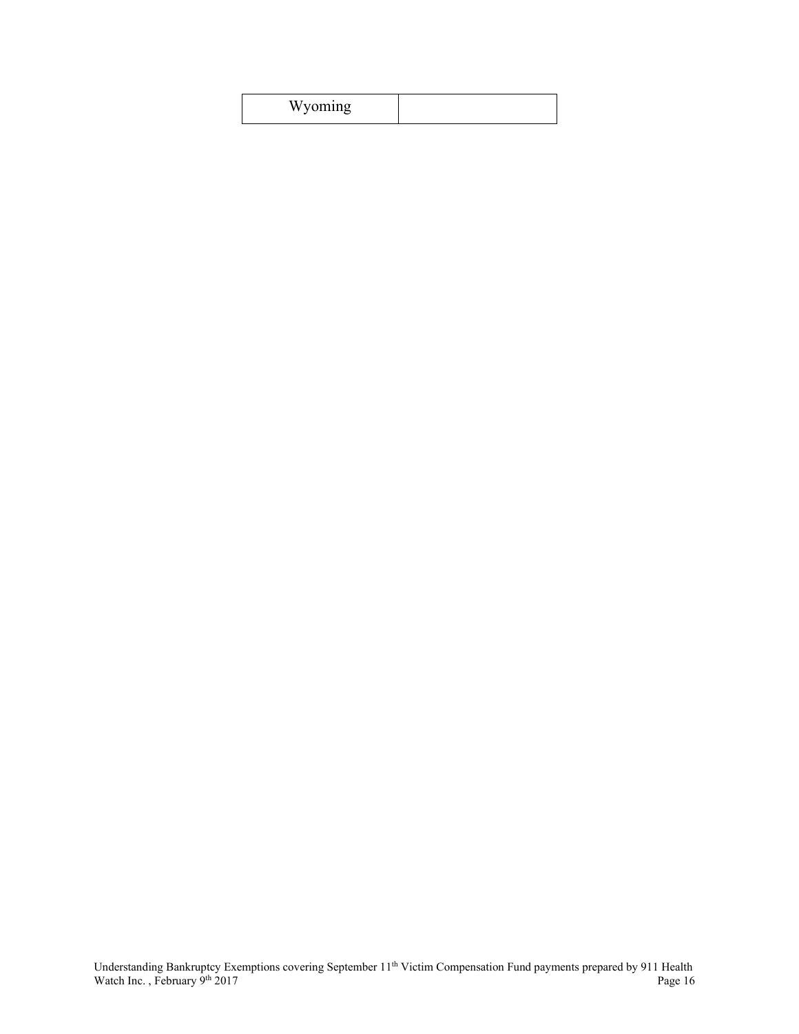| | |
| --- | --- |
| Wyoming | |